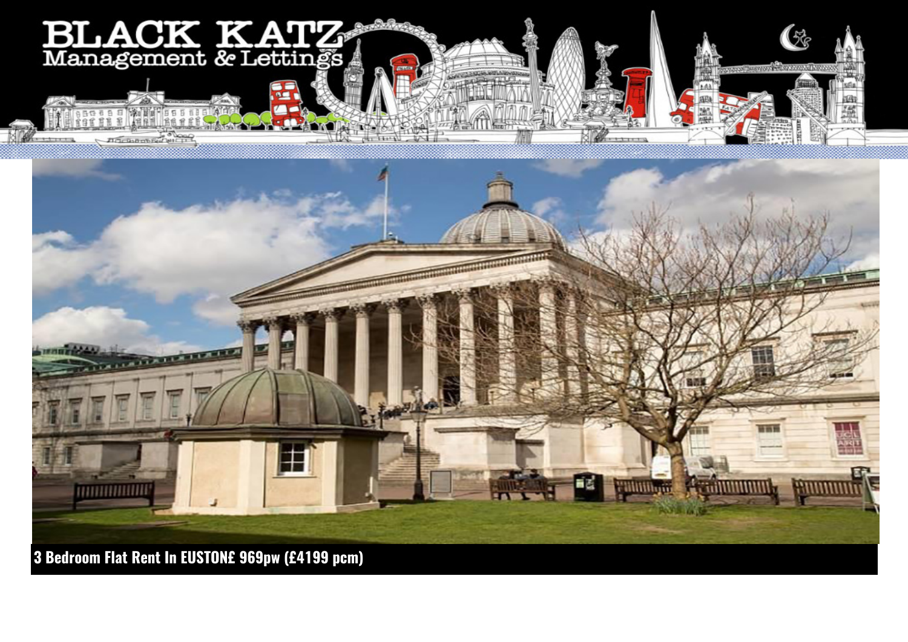BLACK KATZ
Management & Lettings

**3 Bedroom Flat Rent In EUSTON£ 969pw (£4199 pcm)**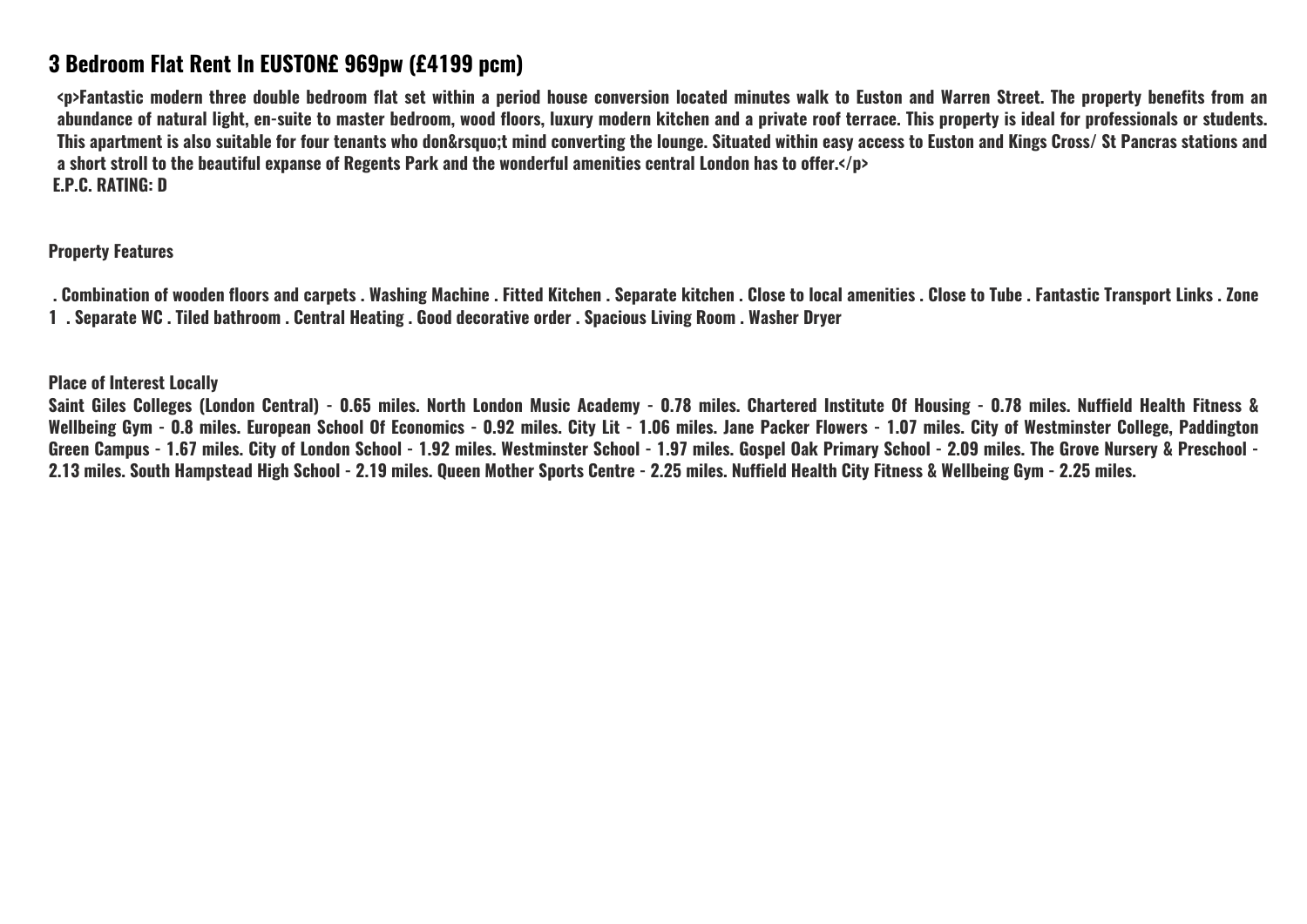## 3 Bedroom Flat Rent In EUSTON£ 969pw (£4199 pcm)

<p>Fantastic modern three double bedroom flat set within a period house conversion located minutes walk to Euston and Warren Street. The property benefits from an abundance of natural light, en-suite to master bedroom, wood floors, luxury modern kitchen and a private roof terrace. This property is ideal for professionals or students. This apartment is also suitable for four tenants who don&rsquo;t mind converting the lounge. Situated within easy access to Euston and Kings Cross/ St Pancras stations and a short stroll to the beautiful expanse of Regents Park and the wonderful amenities central London has to offer.</p>

E.P.C. RATING: D

**Property Features**

. Combination of wooden floors and carpets . Washing Machine . Fitted Kitchen . Separate kitchen . Close to local amenities . Close to Tube . Fantastic Transport Links . Zone 1 . Separate WC . Tiled bathroom . Central Heating . Good decorative order . Spacious Living Room . Washer Dryer

**Place of Interest Locally**

Saint Giles Colleges (London Central) - 0.65 miles. North London Music Academy - 0.78 miles. Chartered Institute Of Housing - 0.78 miles. Nuffield Health Fitness & Wellbeing Gym - 0.8 miles. European School Of Economics - 0.92 miles. City Lit - 1.06 miles. Jane Packer Flowers - 1.07 miles. City of Westminster College, Paddington Green Campus - 1.67 miles. City of London School - 1.92 miles. Westminster School - 1.97 miles. Gospel Oak Primary School - 2.09 miles. The Grove Nursery & Preschool - 2.13 miles. South Hampstead High School - 2.19 miles. Queen Mother Sports Centre - 2.25 miles. Nuffield Health City Fitness & Wellbeing Gym - 2.25 miles.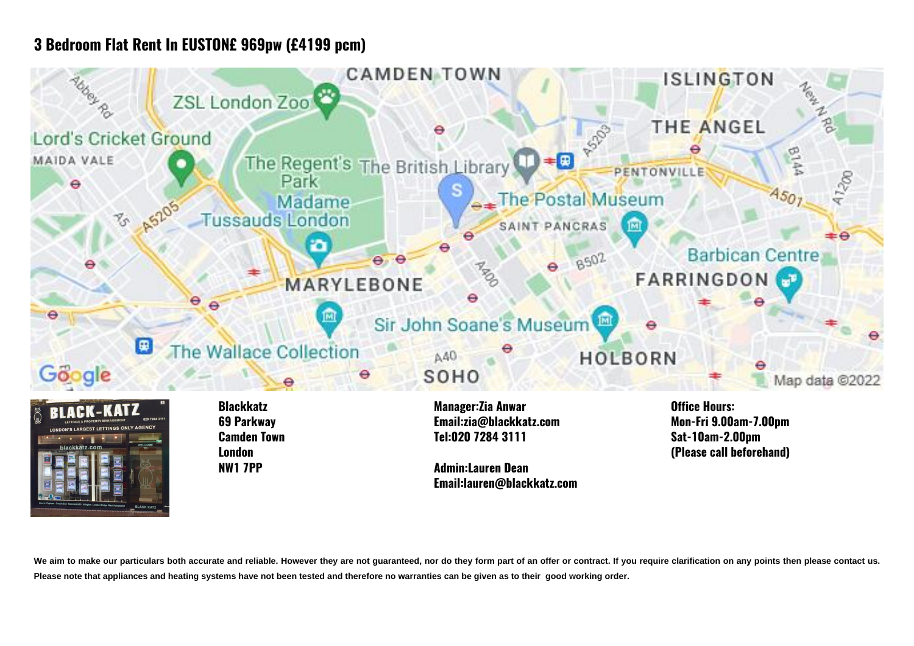## 3 Bedroom Flat Rent In EUSTON£ 969pw (£4199 pcm)

**Blackkatz**
**69 Parkway**
**Camden Town**
**London**
**NW1 7PP**

**Manager:Zia Anwar**
**Email:zia@blackkatz.com**
**Tel:020 7284 3111**

**Admin:Lauren Dean**
**Email:lauren@blackkatz.com**

**Office Hours:**
**Mon-Fri 9.00am-7.00pm**
**Sat-10am-2.00pm**
**(Please call beforehand)**

**We aim to make our particulars both accurate and reliable. However they are not guaranteed, nor do they form part of an offer or contract. If you require clarification on any points then please contact us. Please note that appliances and heating systems have not been tested and therefore no warranties can be given as to their good working order.**